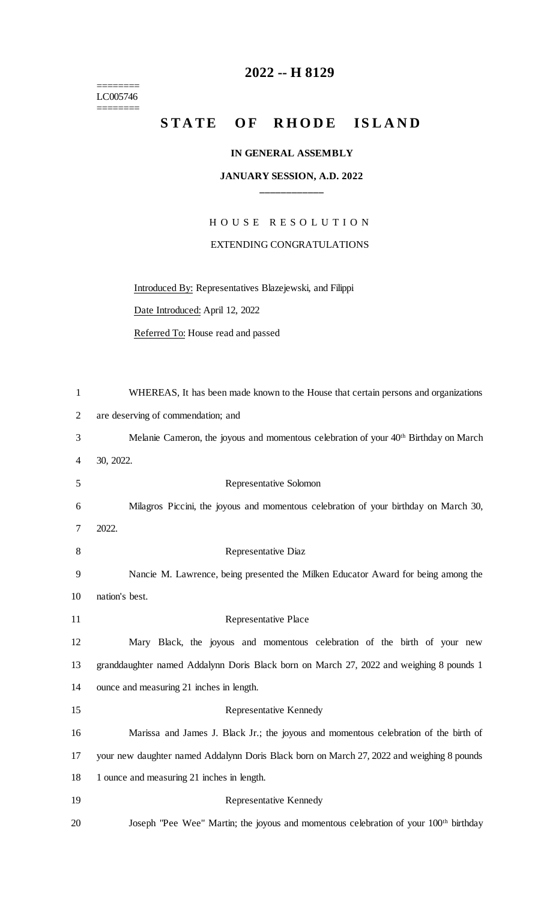# 2022 -- H 8129

========
LC005746
========

## STATE OF RHODE ISLAND

**IN GENERAL ASSEMBLY**

**JANUARY SESSION, A.D. 2022**

____________

H O U S E   R E S O L U T I O N

EXTENDING CONGRATULATIONS

Introduced By: Representatives Blazejewski, and Filippi

Date Introduced: April 12, 2022

Referred To: House read and passed

1 WHEREAS, It has been made known to the House that certain persons and organizations
2 are deserving of commendation; and

3 Melanie Cameron, the joyous and momentous celebration of your 40th Birthday on March
4 30, 2022.

5 Representative Solomon

6 Milagros Piccini, the joyous and momentous celebration of your birthday on March 30,
7 2022.

8 Representative Diaz

9 Nancie M. Lawrence, being presented the Milken Educator Award for being among the
10 nation's best.

11 Representative Place

12 Mary Black, the joyous and momentous celebration of the birth of your new
13 granddaughter named Addalynn Doris Black born on March 27, 2022 and weighing 8 pounds 1
14 ounce and measuring 21 inches in length.

15 Representative Kennedy

16 Marissa and James J. Black Jr.; the joyous and momentous celebration of the birth of
17 your new daughter named Addalynn Doris Black born on March 27, 2022 and weighing 8 pounds
18 1 ounce and measuring 21 inches in length.

19 Representative Kennedy

20 Joseph "Pee Wee" Martin; the joyous and momentous celebration of your 100th birthday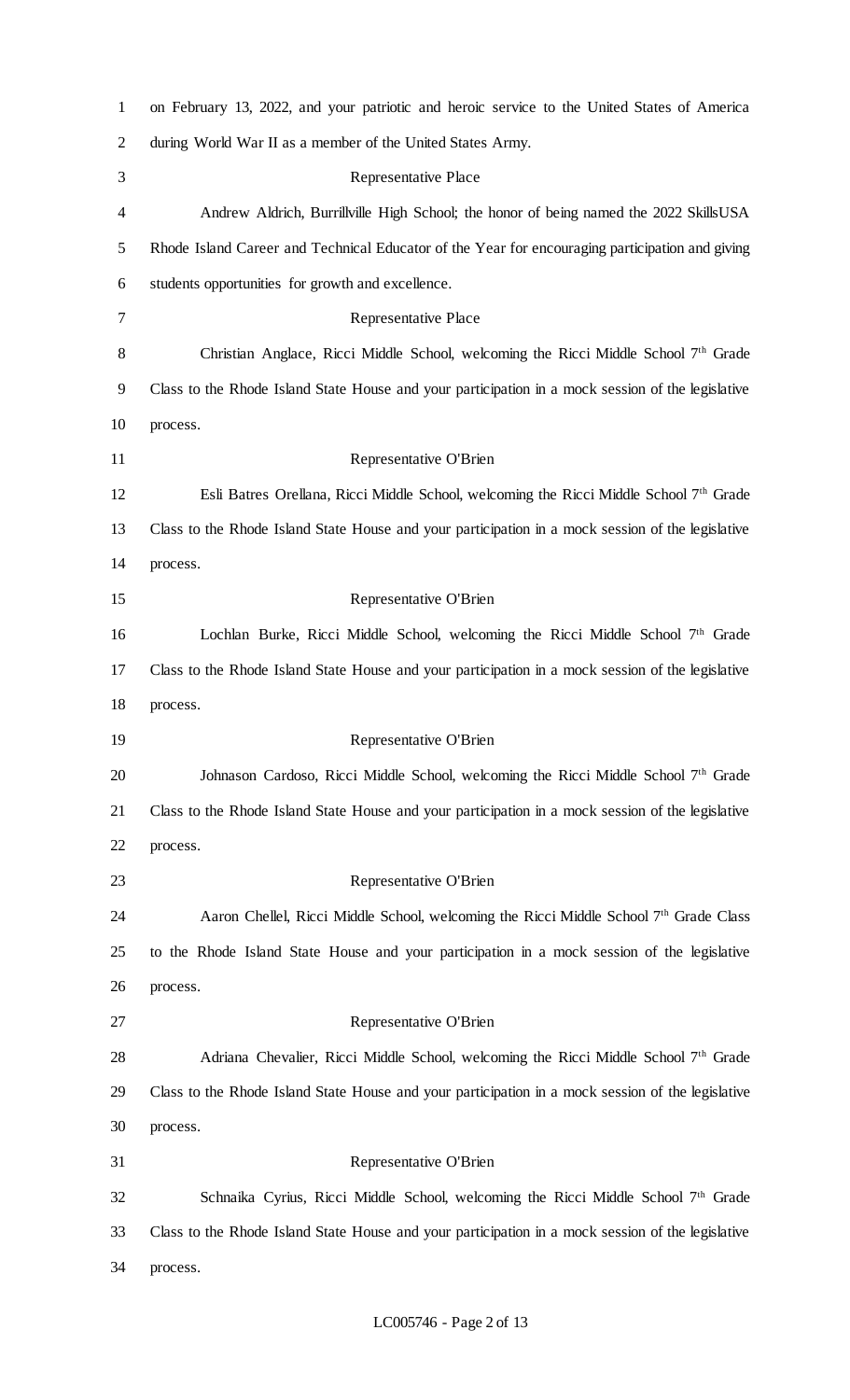on February 13, 2022, and your patriotic and heroic service to the United States of America during World War II as a member of the United States Army.

Representative Place

Andrew Aldrich, Burrillville High School; the honor of being named the 2022 SkillsUSA Rhode Island Career and Technical Educator of the Year for encouraging participation and giving students opportunities for growth and excellence.

Representative Place

Christian Anglace, Ricci Middle School, welcoming the Ricci Middle School 7th Grade Class to the Rhode Island State House and your participation in a mock session of the legislative process.

Representative O'Brien

Esli Batres Orellana, Ricci Middle School, welcoming the Ricci Middle School 7th Grade Class to the Rhode Island State House and your participation in a mock session of the legislative process.

Representative O'Brien

Lochlan Burke, Ricci Middle School, welcoming the Ricci Middle School 7th Grade Class to the Rhode Island State House and your participation in a mock session of the legislative process.

Representative O'Brien

Johnason Cardoso, Ricci Middle School, welcoming the Ricci Middle School 7th Grade Class to the Rhode Island State House and your participation in a mock session of the legislative process.

Representative O'Brien

Aaron Chellel, Ricci Middle School, welcoming the Ricci Middle School 7th Grade Class to the Rhode Island State House and your participation in a mock session of the legislative process.

Representative O'Brien

Adriana Chevalier, Ricci Middle School, welcoming the Ricci Middle School 7th Grade Class to the Rhode Island State House and your participation in a mock session of the legislative process.

Representative O'Brien

Schnaika Cyrius, Ricci Middle School, welcoming the Ricci Middle School 7th Grade Class to the Rhode Island State House and your participation in a mock session of the legislative process.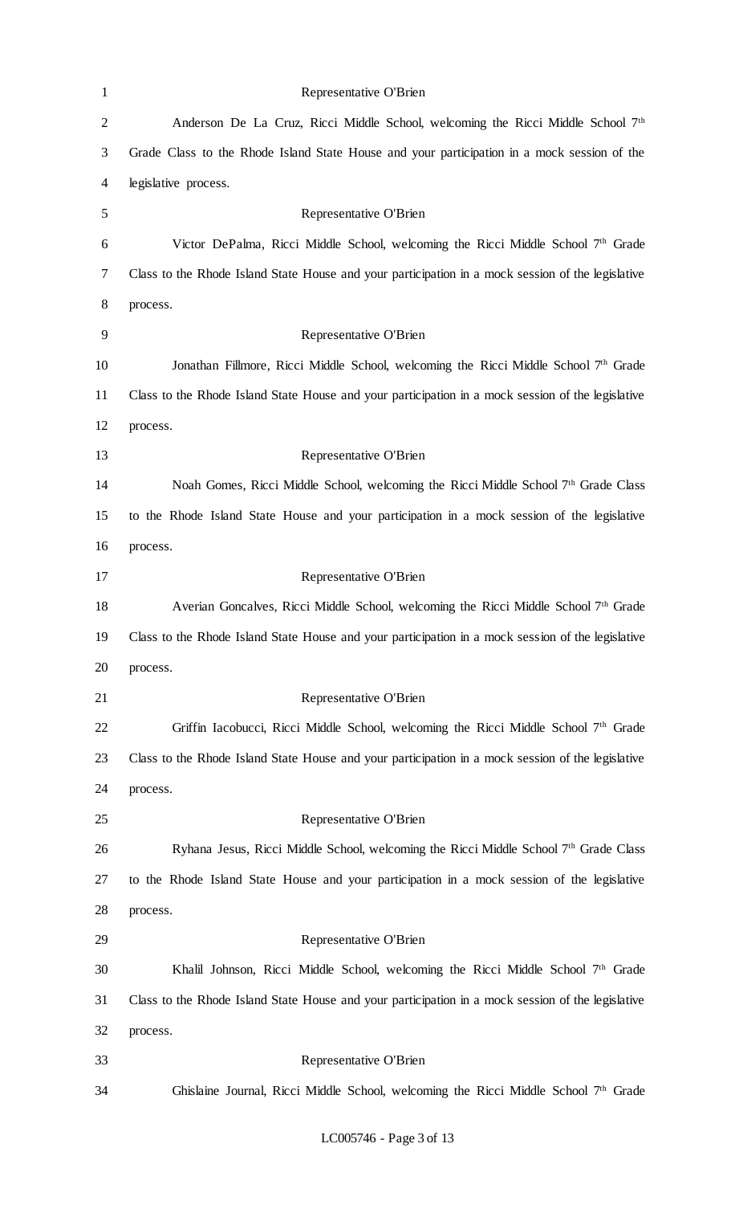Representative O'Brien

Anderson De La Cruz, Ricci Middle School, welcoming the Ricci Middle School 7th Grade Class to the Rhode Island State House and your participation in a mock session of the legislative process.

Representative O'Brien

Victor DePalma, Ricci Middle School, welcoming the Ricci Middle School 7th Grade Class to the Rhode Island State House and your participation in a mock session of the legislative process.

Representative O'Brien

Jonathan Fillmore, Ricci Middle School, welcoming the Ricci Middle School 7th Grade Class to the Rhode Island State House and your participation in a mock session of the legislative process.

Representative O'Brien

Noah Gomes, Ricci Middle School, welcoming the Ricci Middle School 7th Grade Class to the Rhode Island State House and your participation in a mock session of the legislative process.

Representative O'Brien

Averian Goncalves, Ricci Middle School, welcoming the Ricci Middle School 7th Grade Class to the Rhode Island State House and your participation in a mock session of the legislative process.

Representative O'Brien

Griffin Iacobucci, Ricci Middle School, welcoming the Ricci Middle School 7th Grade Class to the Rhode Island State House and your participation in a mock session of the legislative process.

Representative O'Brien

Ryhana Jesus, Ricci Middle School, welcoming the Ricci Middle School 7th Grade Class to the Rhode Island State House and your participation in a mock session of the legislative process.

Representative O'Brien

Khalil Johnson, Ricci Middle School, welcoming the Ricci Middle School 7th Grade Class to the Rhode Island State House and your participation in a mock session of the legislative process.

Representative O'Brien

Ghislaine Journal, Ricci Middle School, welcoming the Ricci Middle School 7th Grade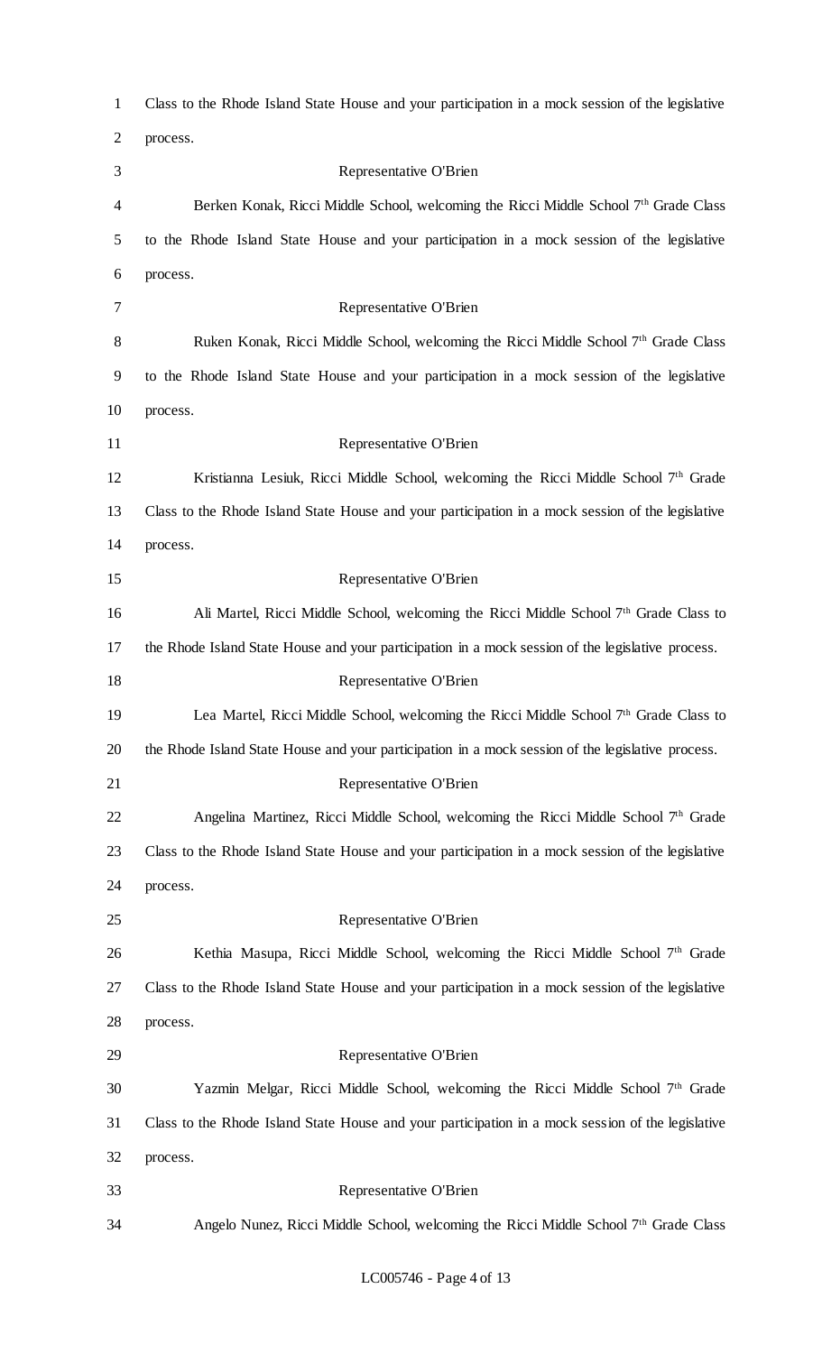Class to the Rhode Island State House and your participation in a mock session of the legislative process.

Representative O'Brien

Berken Konak, Ricci Middle School, welcoming the Ricci Middle School 7th Grade Class to the Rhode Island State House and your participation in a mock session of the legislative process.

Representative O'Brien

Ruken Konak, Ricci Middle School, welcoming the Ricci Middle School 7th Grade Class to the Rhode Island State House and your participation in a mock session of the legislative process.

Representative O'Brien

Kristianna Lesiuk, Ricci Middle School, welcoming the Ricci Middle School 7th Grade Class to the Rhode Island State House and your participation in a mock session of the legislative process.

Representative O'Brien

Ali Martel, Ricci Middle School, welcoming the Ricci Middle School 7th Grade Class to the Rhode Island State House and your participation in a mock session of the legislative process.

Representative O'Brien

Lea Martel, Ricci Middle School, welcoming the Ricci Middle School 7th Grade Class to the Rhode Island State House and your participation in a mock session of the legislative process.

Representative O'Brien

Angelina Martinez, Ricci Middle School, welcoming the Ricci Middle School 7th Grade Class to the Rhode Island State House and your participation in a mock session of the legislative process.

Representative O'Brien

Kethia Masupa, Ricci Middle School, welcoming the Ricci Middle School 7th Grade Class to the Rhode Island State House and your participation in a mock session of the legislative process.

Representative O'Brien

Yazmin Melgar, Ricci Middle School, welcoming the Ricci Middle School 7th Grade Class to the Rhode Island State House and your participation in a mock session of the legislative process.

Representative O'Brien

Angelo Nunez, Ricci Middle School, welcoming the Ricci Middle School 7th Grade Class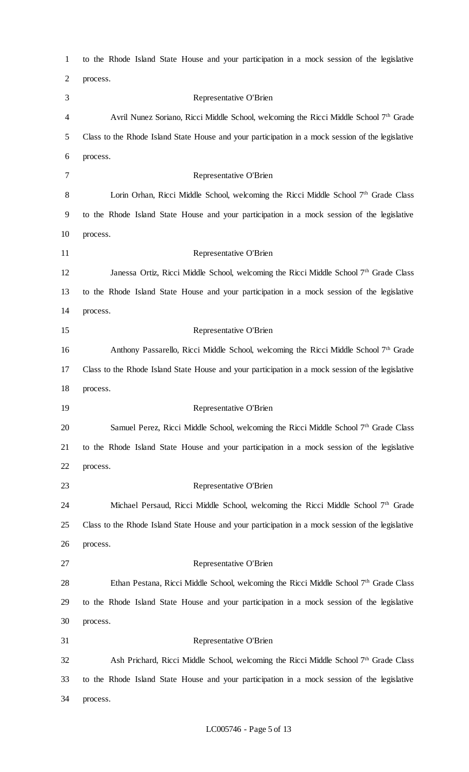to the Rhode Island State House and your participation in a mock session of the legislative process.

Representative O'Brien

Avril Nunez Soriano, Ricci Middle School, welcoming the Ricci Middle School 7th Grade Class to the Rhode Island State House and your participation in a mock session of the legislative process.

Representative O'Brien

Lorin Orhan, Ricci Middle School, welcoming the Ricci Middle School 7th Grade Class to the Rhode Island State House and your participation in a mock session of the legislative process.

Representative O'Brien

Janessa Ortiz, Ricci Middle School, welcoming the Ricci Middle School 7th Grade Class to the Rhode Island State House and your participation in a mock session of the legislative process.

Representative O'Brien

Anthony Passarello, Ricci Middle School, welcoming the Ricci Middle School 7th Grade Class to the Rhode Island State House and your participation in a mock session of the legislative process.

Representative O'Brien

Samuel Perez, Ricci Middle School, welcoming the Ricci Middle School 7th Grade Class to the Rhode Island State House and your participation in a mock session of the legislative process.

Representative O'Brien

Michael Persaud, Ricci Middle School, welcoming the Ricci Middle School 7th Grade Class to the Rhode Island State House and your participation in a mock session of the legislative process.

Representative O'Brien

Ethan Pestana, Ricci Middle School, welcoming the Ricci Middle School 7th Grade Class to the Rhode Island State House and your participation in a mock session of the legislative process.

Representative O'Brien

Ash Prichard, Ricci Middle School, welcoming the Ricci Middle School 7th Grade Class to the Rhode Island State House and your participation in a mock session of the legislative process.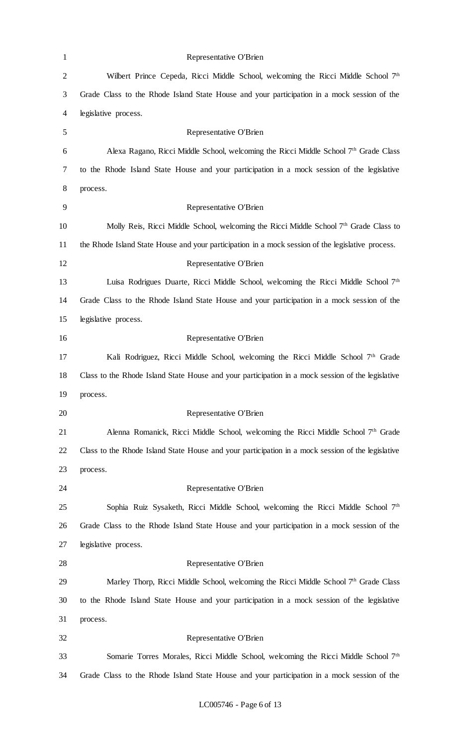Representative O'Brien

Wilbert Prince Cepeda, Ricci Middle School, welcoming the Ricci Middle School 7th Grade Class to the Rhode Island State House and your participation in a mock session of the legislative process.

Representative O'Brien

Alexa Ragano, Ricci Middle School, welcoming the Ricci Middle School 7th Grade Class to the Rhode Island State House and your participation in a mock session of the legislative process.

Representative O'Brien

Molly Reis, Ricci Middle School, welcoming the Ricci Middle School 7th Grade Class to the Rhode Island State House and your participation in a mock session of the legislative process.

Representative O'Brien

Luisa Rodrigues Duarte, Ricci Middle School, welcoming the Ricci Middle School 7th Grade Class to the Rhode Island State House and your participation in a mock session of the legislative process.

Representative O'Brien

Kali Rodriguez, Ricci Middle School, welcoming the Ricci Middle School 7th Grade Class to the Rhode Island State House and your participation in a mock session of the legislative process.

Representative O'Brien

Alenna Romanick, Ricci Middle School, welcoming the Ricci Middle School 7th Grade Class to the Rhode Island State House and your participation in a mock session of the legislative process.

Representative O'Brien

Sophia Ruiz Sysaketh, Ricci Middle School, welcoming the Ricci Middle School 7th Grade Class to the Rhode Island State House and your participation in a mock session of the legislative process.

Representative O'Brien

Marley Thorp, Ricci Middle School, welcoming the Ricci Middle School 7th Grade Class to the Rhode Island State House and your participation in a mock session of the legislative process.

Representative O'Brien

Somarie Torres Morales, Ricci Middle School, welcoming the Ricci Middle School 7th Grade Class to the Rhode Island State House and your participation in a mock session of the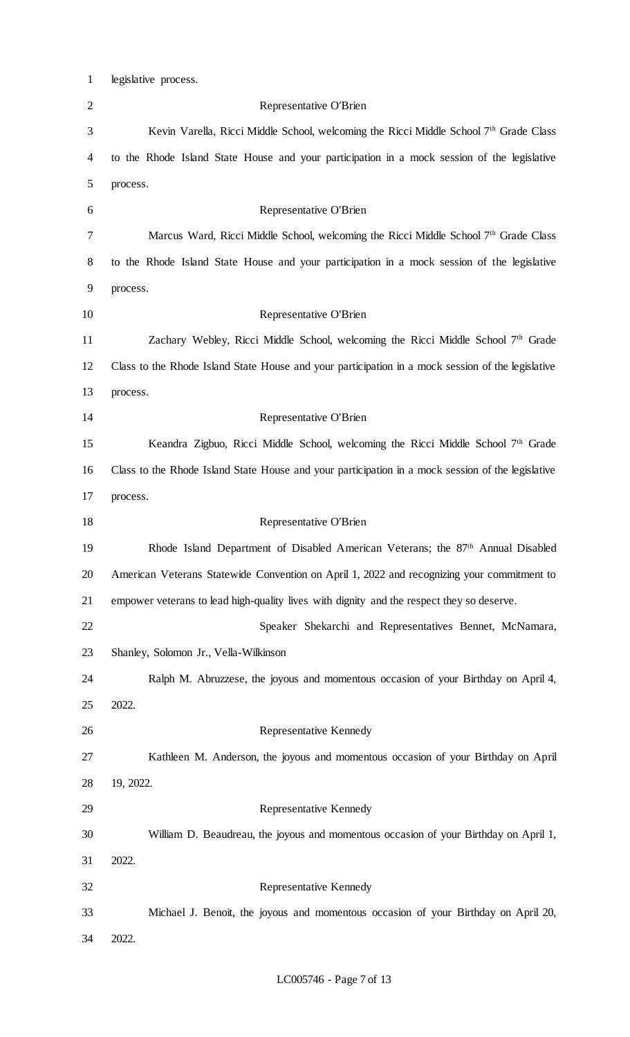legislative process.

Representative O'Brien

Kevin Varella, Ricci Middle School, welcoming the Ricci Middle School 7th Grade Class to the Rhode Island State House and your participation in a mock session of the legislative process.

Representative O'Brien

Marcus Ward, Ricci Middle School, welcoming the Ricci Middle School 7th Grade Class to the Rhode Island State House and your participation in a mock session of the legislative process.

Representative O'Brien

Zachary Webley, Ricci Middle School, welcoming the Ricci Middle School 7th Grade Class to the Rhode Island State House and your participation in a mock session of the legislative process.

Representative O'Brien

Keandra Zigbuo, Ricci Middle School, welcoming the Ricci Middle School 7th Grade Class to the Rhode Island State House and your participation in a mock session of the legislative process.

Representative O'Brien

Rhode Island Department of Disabled American Veterans; the 87th Annual Disabled American Veterans Statewide Convention on April 1, 2022 and recognizing your commitment to empower veterans to lead high-quality lives with dignity and the respect they so deserve.

Speaker Shekarchi and Representatives Bennet, McNamara, Shanley, Solomon Jr., Vella-Wilkinson

Ralph M. Abruzzese, the joyous and momentous occasion of your Birthday on April 4, 2022.

Representative Kennedy

Kathleen M. Anderson, the joyous and momentous occasion of your Birthday on April 19, 2022.

Representative Kennedy

William D. Beaudreau, the joyous and momentous occasion of your Birthday on April 1, 2022.

Representative Kennedy

Michael J. Benoit, the joyous and momentous occasion of your Birthday on April 20, 2022.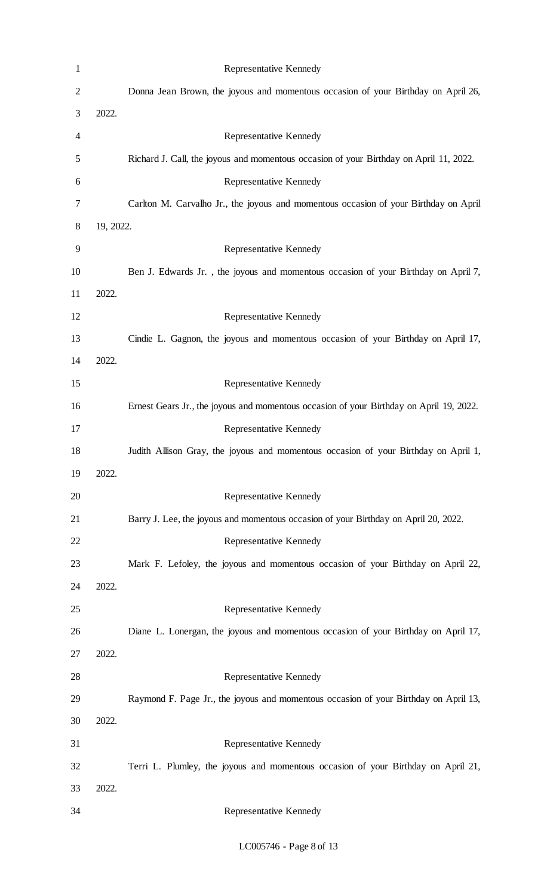Representative Kennedy

Donna Jean Brown, the joyous and momentous occasion of your Birthday on April 26, 2022.

Representative Kennedy

Richard J. Call, the joyous and momentous occasion of your Birthday on April 11, 2022.

Representative Kennedy

Carlton M. Carvalho Jr., the joyous and momentous occasion of your Birthday on April 19, 2022.

Representative Kennedy

Ben J. Edwards Jr. , the joyous and momentous occasion of your Birthday on April 7, 2022.

Representative Kennedy

Cindie L. Gagnon, the joyous and momentous occasion of your Birthday on April 17, 2022.

Representative Kennedy

Ernest Gears Jr., the joyous and momentous occasion of your Birthday on April 19, 2022.

Representative Kennedy

Judith Allison Gray, the joyous and momentous occasion of your Birthday on April 1, 2022.

Representative Kennedy

Barry J. Lee, the joyous and momentous occasion of your Birthday on April 20, 2022.

Representative Kennedy

Mark F. Lefoley, the joyous and momentous occasion of your Birthday on April 22, 2022.

Representative Kennedy

Diane L. Lonergan, the joyous and momentous occasion of your Birthday on April 17, 2022.

Representative Kennedy

Raymond F. Page Jr., the joyous and momentous occasion of your Birthday on April 13, 2022.

Representative Kennedy

Terri L. Plumley, the joyous and momentous occasion of your Birthday on April 21, 2022.

Representative Kennedy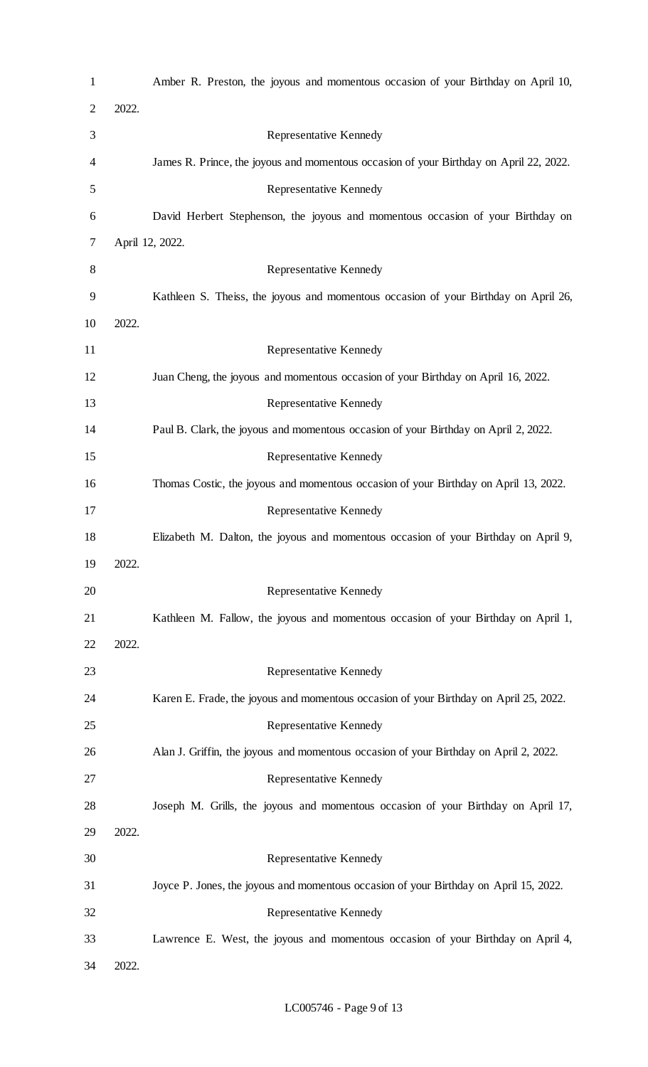Amber R. Preston, the joyous and momentous occasion of your Birthday on April 10, 2022.

Representative Kennedy

James R. Prince, the joyous and momentous occasion of your Birthday on April 22, 2022.

Representative Kennedy

David Herbert Stephenson, the joyous and momentous occasion of your Birthday on April 12, 2022.

Representative Kennedy

Kathleen S. Theiss, the joyous and momentous occasion of your Birthday on April 26, 2022.

Representative Kennedy

Juan Cheng, the joyous and momentous occasion of your Birthday on April 16, 2022.

Representative Kennedy

Paul B. Clark, the joyous and momentous occasion of your Birthday on April 2, 2022.

Representative Kennedy

Thomas Costic, the joyous and momentous occasion of your Birthday on April 13, 2022.

Representative Kennedy

Elizabeth M. Dalton, the joyous and momentous occasion of your Birthday on April 9, 2022.

Representative Kennedy

Kathleen M. Fallow, the joyous and momentous occasion of your Birthday on April 1, 2022.

Representative Kennedy

Karen E. Frade, the joyous and momentous occasion of your Birthday on April 25, 2022.

Representative Kennedy

Alan J. Griffin, the joyous and momentous occasion of your Birthday on April 2, 2022.

Representative Kennedy

Joseph M. Grills, the joyous and momentous occasion of your Birthday on April 17, 2022.

Representative Kennedy

Joyce P. Jones, the joyous and momentous occasion of your Birthday on April 15, 2022.

Representative Kennedy

Lawrence E. West, the joyous and momentous occasion of your Birthday on April 4, 2022.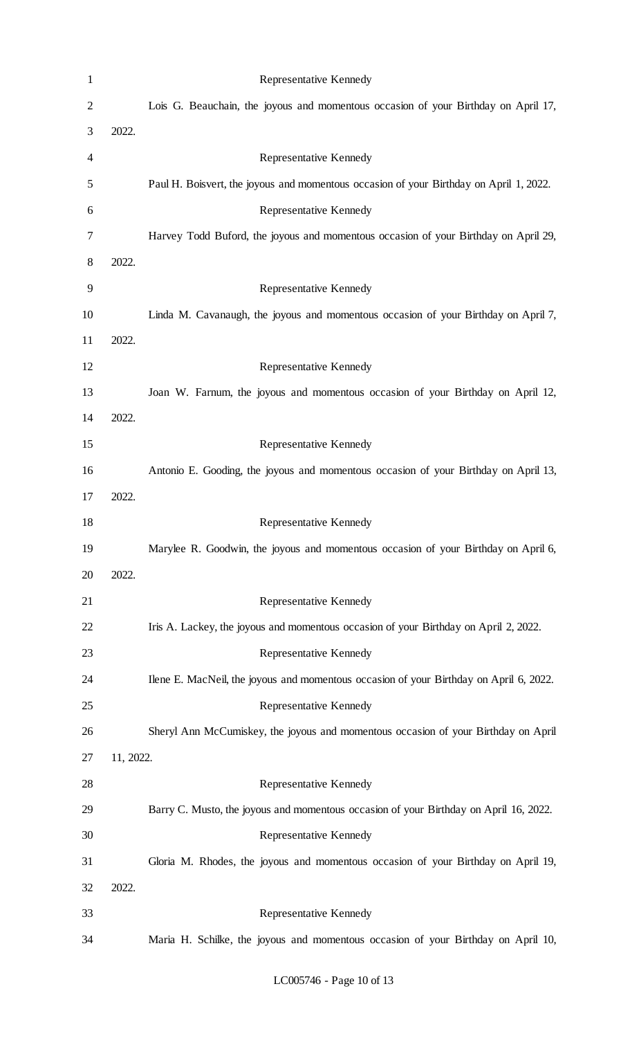Representative Kennedy

Lois G. Beauchain, the joyous and momentous occasion of your Birthday on April 17, 2022.

Representative Kennedy

Paul H. Boisvert, the joyous and momentous occasion of your Birthday on April 1, 2022.

Representative Kennedy

Harvey Todd Buford, the joyous and momentous occasion of your Birthday on April 29, 2022.

Representative Kennedy

Linda M. Cavanaugh, the joyous and momentous occasion of your Birthday on April 7, 2022.

Representative Kennedy

Joan W. Farnum, the joyous and momentous occasion of your Birthday on April 12, 2022.

Representative Kennedy

Antonio E. Gooding, the joyous and momentous occasion of your Birthday on April 13, 2022.

Representative Kennedy

Marylee R. Goodwin, the joyous and momentous occasion of your Birthday on April 6, 2022.

Representative Kennedy

Iris A. Lackey, the joyous and momentous occasion of your Birthday on April 2, 2022.

Representative Kennedy

Ilene E. MacNeil, the joyous and momentous occasion of your Birthday on April 6, 2022.

Representative Kennedy

Sheryl Ann McCumiskey, the joyous and momentous occasion of your Birthday on April 11, 2022.

Representative Kennedy

Barry C. Musto, the joyous and momentous occasion of your Birthday on April 16, 2022.

Representative Kennedy

Gloria M. Rhodes, the joyous and momentous occasion of your Birthday on April 19, 2022.

Representative Kennedy

Maria H. Schilke, the joyous and momentous occasion of your Birthday on April 10,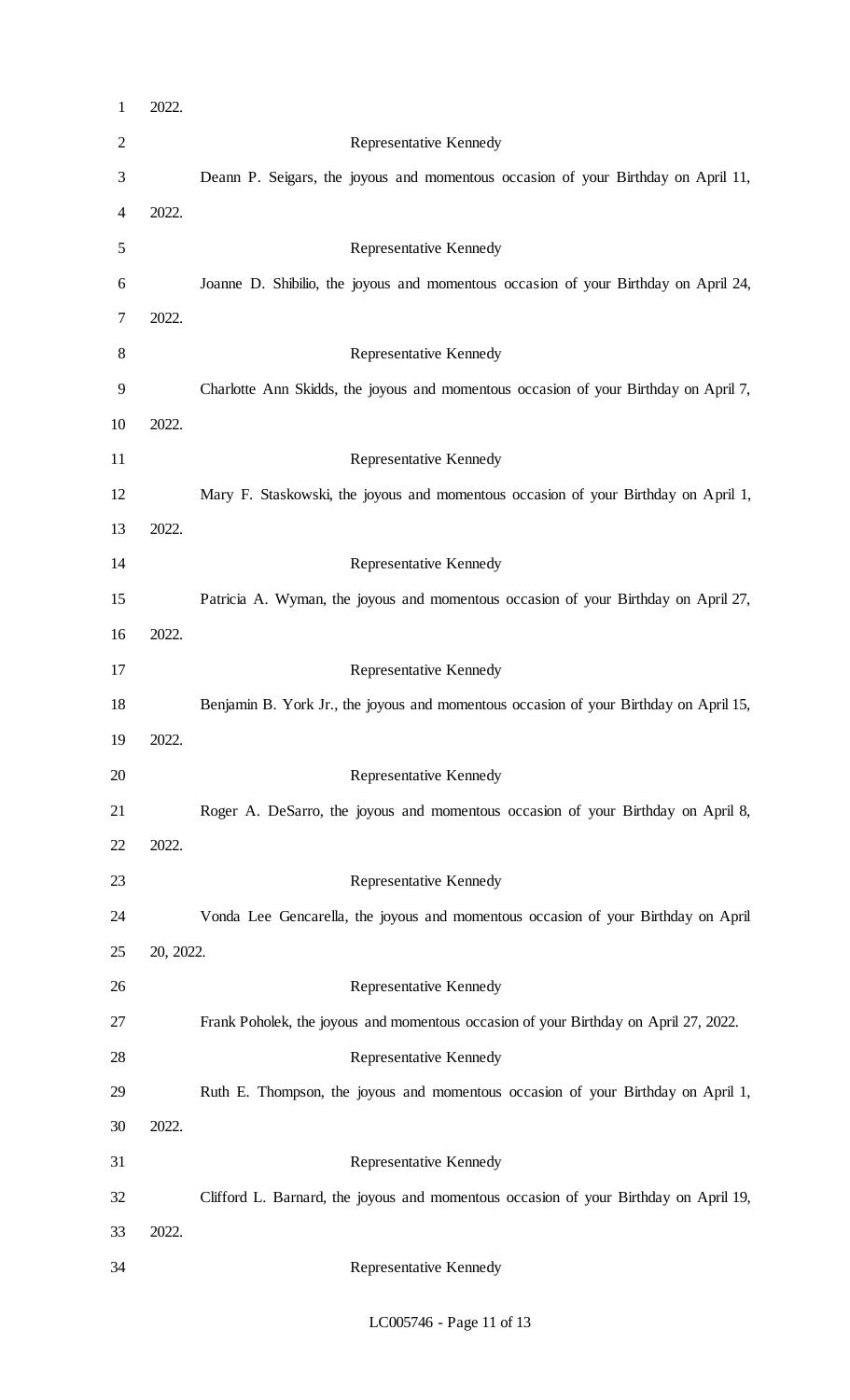2022.

Representative Kennedy

Deann P. Seigars, the joyous and momentous occasion of your Birthday on April 11, 2022.

Representative Kennedy

Joanne D. Shibilio, the joyous and momentous occasion of your Birthday on April 24, 2022.

Representative Kennedy

Charlotte Ann Skidds, the joyous and momentous occasion of your Birthday on April 7, 2022.

Representative Kennedy

Mary F. Staskowski, the joyous and momentous occasion of your Birthday on April 1, 2022.

Representative Kennedy

Patricia A. Wyman, the joyous and momentous occasion of your Birthday on April 27, 2022.

Representative Kennedy

Benjamin B. York Jr., the joyous and momentous occasion of your Birthday on April 15, 2022.

Representative Kennedy

Roger A. DeSarro, the joyous and momentous occasion of your Birthday on April 8, 2022.

Representative Kennedy

Vonda Lee Gencarella, the joyous and momentous occasion of your Birthday on April 20, 2022.

Representative Kennedy

Frank Poholek, the joyous and momentous occasion of your Birthday on April 27, 2022.

Representative Kennedy

Ruth E. Thompson, the joyous and momentous occasion of your Birthday on April 1, 2022.

Representative Kennedy

Clifford L. Barnard, the joyous and momentous occasion of your Birthday on April 19, 2022.

Representative Kennedy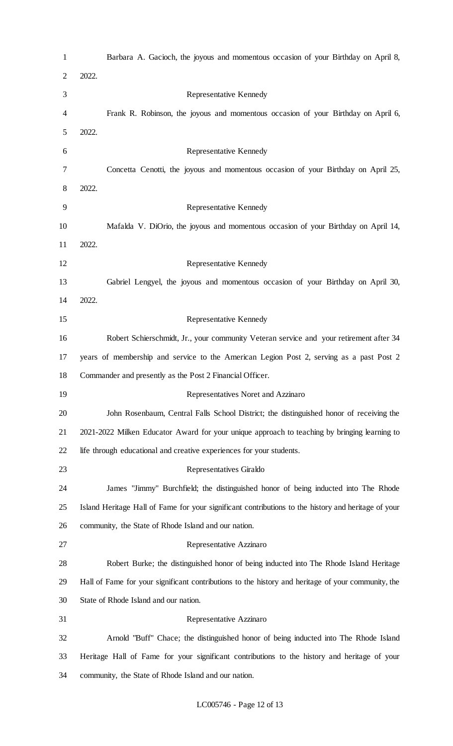Barbara A. Gacioch, the joyous and momentous occasion of your Birthday on April 8, 2022.

Representative Kennedy

Frank R. Robinson, the joyous and momentous occasion of your Birthday on April 6, 2022.

Representative Kennedy

Concetta Cenotti, the joyous and momentous occasion of your Birthday on April 25, 2022.

Representative Kennedy

Mafalda V. DiOrio, the joyous and momentous occasion of your Birthday on April 14, 2022.

Representative Kennedy

Gabriel Lengyel, the joyous and momentous occasion of your Birthday on April 30, 2022.

Representative Kennedy

Robert Schierschmidt, Jr., your community Veteran service and your retirement after 34 years of membership and service to the American Legion Post 2, serving as a past Post 2 Commander and presently as the Post 2 Financial Officer.

Representatives Noret and Azzinaro

John Rosenbaum, Central Falls School District; the distinguished honor of receiving the 2021-2022 Milken Educator Award for your unique approach to teaching by bringing learning to life through educational and creative experiences for your students.

Representatives Giraldo

James "Jimmy" Burchfield; the distinguished honor of being inducted into The Rhode Island Heritage Hall of Fame for your significant contributions to the history and heritage of your community, the State of Rhode Island and our nation.

Representative Azzinaro

Robert Burke; the distinguished honor of being inducted into The Rhode Island Heritage Hall of Fame for your significant contributions to the history and heritage of your community, the State of Rhode Island and our nation.

Representative Azzinaro

Arnold "Buff" Chace; the distinguished honor of being inducted into The Rhode Island Heritage Hall of Fame for your significant contributions to the history and heritage of your community, the State of Rhode Island and our nation.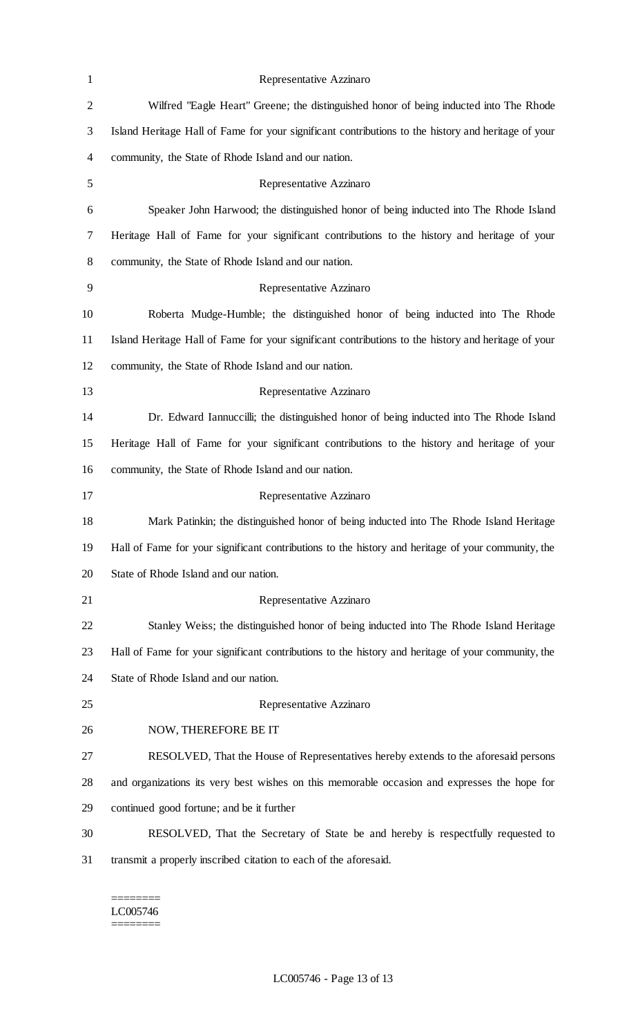Representative Azzinaro

Wilfred "Eagle Heart" Greene; the distinguished honor of being inducted into The Rhode Island Heritage Hall of Fame for your significant contributions to the history and heritage of your community, the State of Rhode Island and our nation.

Representative Azzinaro

Speaker John Harwood; the distinguished honor of being inducted into The Rhode Island Heritage Hall of Fame for your significant contributions to the history and heritage of your community, the State of Rhode Island and our nation.

Representative Azzinaro

Roberta Mudge-Humble; the distinguished honor of being inducted into The Rhode Island Heritage Hall of Fame for your significant contributions to the history and heritage of your community, the State of Rhode Island and our nation.

Representative Azzinaro

Dr. Edward Iannuccilli; the distinguished honor of being inducted into The Rhode Island Heritage Hall of Fame for your significant contributions to the history and heritage of your community, the State of Rhode Island and our nation.

Representative Azzinaro

Mark Patinkin; the distinguished honor of being inducted into The Rhode Island Heritage Hall of Fame for your significant contributions to the history and heritage of your community, the State of Rhode Island and our nation.

Representative Azzinaro

Stanley Weiss; the distinguished honor of being inducted into The Rhode Island Heritage Hall of Fame for your significant contributions to the history and heritage of your community, the State of Rhode Island and our nation.

Representative Azzinaro

NOW, THEREFORE BE IT

RESOLVED, That the House of Representatives hereby extends to the aforesaid persons and organizations its very best wishes on this memorable occasion and expresses the hope for continued good fortune; and be it further

RESOLVED, That the Secretary of State be and hereby is respectfully requested to transmit a properly inscribed citation to each of the aforesaid.

========
LC005746
========